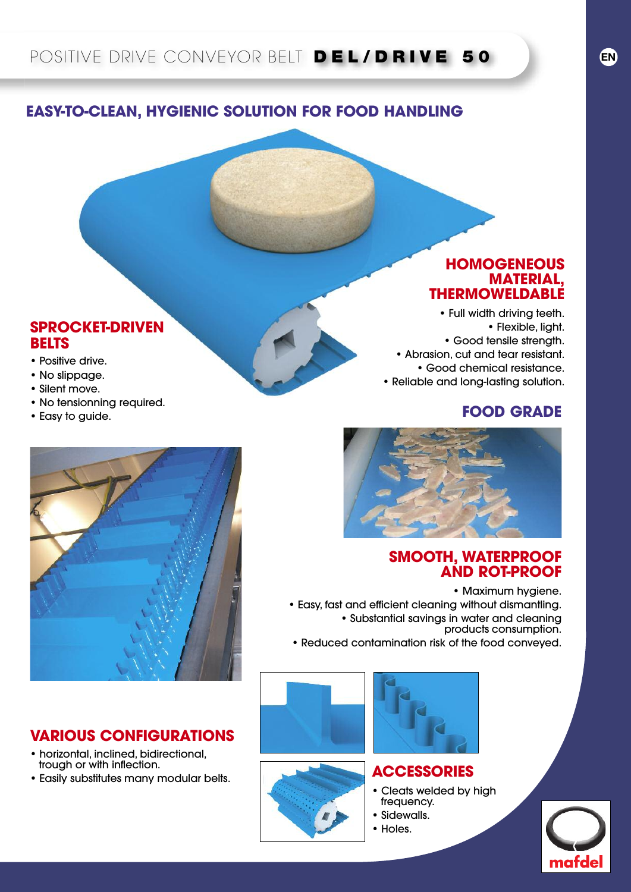# POSITIVE DRIVE CONVEYOR BELT **DEL/DRIVE 50**

EN

## EASY-TO-CLEAN, HYGIENIC SOLUTION FOR FOOD HANDLING

### HOMOGENEOUS MATERIAL, THERMOWELDABLE

- Full width driving teeth.
- Flexible, light.
- Good tensile strength.
- Abrasion, cut and tear resistant.
- Good chemical resistance.
- Reliable and long-lasting solution.

### SPROCKET-DRIVEN BELTS

- Positive drive.
- No slippage.
- Silent move.
- No tensionning required.
- Easy to guide.

### FOOD GRADE

### SMOOTH, WATERPROOF AND ROT-PROOF

- Maximum hygiene.
- Easy, fast and efficient cleaning without dismantling.
- Substantial savings in water and cleaning products consumption.
- Reduced contamination risk of the food conveyed.

### VARIOUS CONFIGURATIONS

- horizontal, inclined, bidirectional, trough or with inflection.
- Easily substitutes many modular belts.

### ACCESSORIES

- Cleats welded by high frequency.
- Sidewalls.
- Holes.

mafdel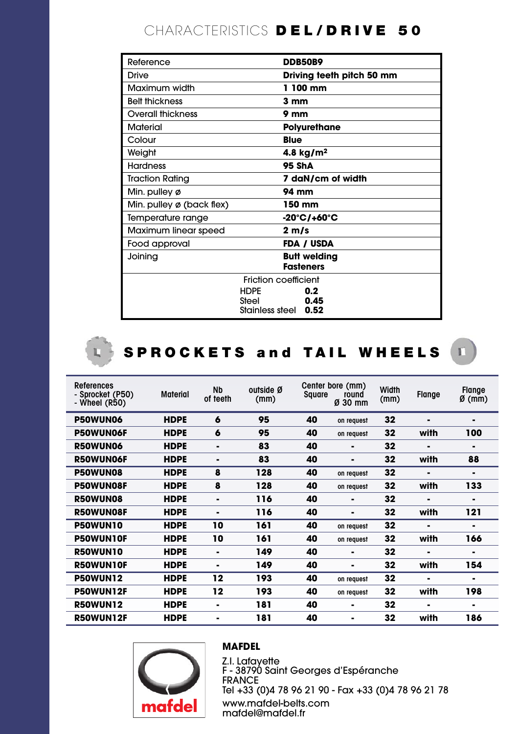# CHARACTERISTICS **DEL/DRIVE 50**

| | |
|---|---|
| Reference | **DDB50B9** |
| Drive | **Driving teeth pitch 50 mm** |
| Maximum width | **1 100 mm** |
| Belt thickness | **3 mm** |
| Overall thickness | **9 mm** |
| Material | **Polyurethane** |
| Colour | **Blue** |
| Weight | **4.8 kg/m²** |
| Hardness | **95 ShA** |
| Traction Rating | **7 daN/cm of width** |
| Min. pulley ø | **94 mm** |
| Min. pulley ø (back flex) | **150 mm** |
| Temperature range | **-20°C/+60°C** |
| Maximum linear speed | **2 m/s** |
| Food approval | **FDA / USDA** |
| Joining | **Butt welding**<br>**Fasteners** |

Friction coefficient

| | |
|---|---|
| HDPE | **0.2** |
| Steel | **0.45** |
| Stainless steel | **0.52** |

## SPROCKETS and TAIL WHEELS

| References<br>- Sprocket (P50)<br>- Wheel (R50) | Material | Nb of teeth | outside Ø (mm) | Center bore (mm) Square | Center bore (mm) round Ø 30 mm | Width (mm) | Flange | Flange Ø (mm) |
|---|---|---|---|---|---|---|---|---|
| **P50WUN06** | **HDPE** | **6** | **95** | **40** | on request | **32** | - | - |
| **P50WUN06F** | **HDPE** | **6** | **95** | **40** | on request | **32** | **with** | **100** |
| **R50WUN06** | **HDPE** | - | **83** | **40** | - | **32** | - | - |
| **R50WUN06F** | **HDPE** | - | **83** | **40** | - | **32** | **with** | **88** |
| **P50WUN08** | **HDPE** | **8** | **128** | **40** | on request | **32** | - | - |
| **P50WUN08F** | **HDPE** | **8** | **128** | **40** | on request | **32** | **with** | **133** |
| **R50WUN08** | **HDPE** | - | **116** | **40** | - | **32** | - | - |
| **R50WUN08F** | **HDPE** | - | **116** | **40** | - | **32** | **with** | **121** |
| **P50WUN10** | **HDPE** | **10** | **161** | **40** | on request | **32** | - | - |
| **P50WUN10F** | **HDPE** | **10** | **161** | **40** | on request | **32** | **with** | **166** |
| **R50WUN10** | **HDPE** | - | **149** | **40** | - | **32** | - | - |
| **R50WUN10F** | **HDPE** | - | **149** | **40** | - | **32** | **with** | **154** |
| **P50WUN12** | **HDPE** | **12** | **193** | **40** | on request | **32** | - | - |
| **P50WUN12F** | **HDPE** | **12** | **193** | **40** | on request | **32** | **with** | **198** |
| **R50WUN12** | **HDPE** | - | **181** | **40** | - | **32** | - | - |
| **R50WUN12F** | **HDPE** | - | **181** | **40** | - | **32** | **with** | **186** |

mafdel

**MAFDEL**

Z.I. Lafayette
F - 38790 Saint Georges d'Espéranche
FRANCE
Tel +33 (0)4 78 96 21 90 - Fax +33 (0)4 78 96 21 78
www.mafdel-belts.com
mafdel@mafdel.fr